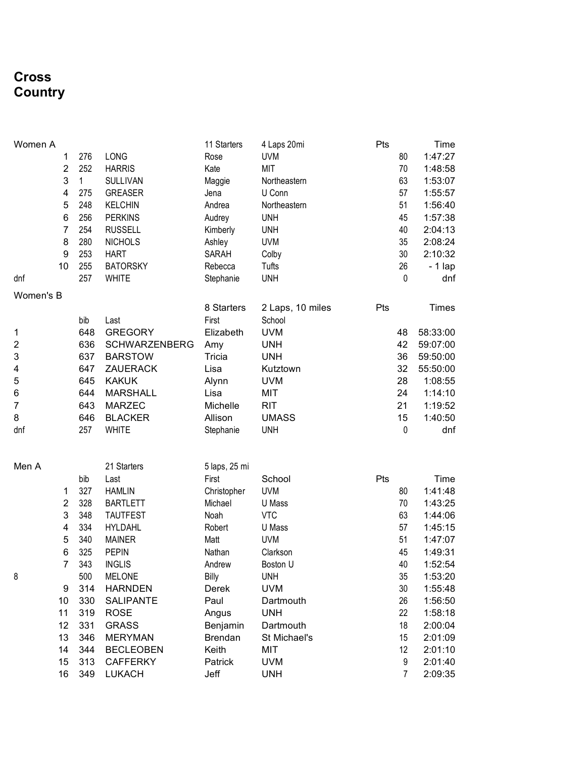# Cross Country

## Women A

| Place | Bib | Last | First | School | Pts | Time |
|---|---|---|---|---|---|---|
| | | | 11 Starters | 4 Laps 20mi | | |
| 1 | 276 | LONG | Rose | UVM | 80 | 1:47:27 |
| 2 | 252 | HARRIS | Kate | MIT | 70 | 1:48:58 |
| 3 | 1 | SULLIVAN | Maggie | Northeastern | 63 | 1:53:07 |
| 4 | 275 | GREASER | Jena | U Conn | 57 | 1:55:57 |
| 5 | 248 | KELCHIN | Andrea | Northeastern | 51 | 1:56:40 |
| 6 | 256 | PERKINS | Audrey | UNH | 45 | 1:57:38 |
| 7 | 254 | RUSSELL | Kimberly | UNH | 40 | 2:04:13 |
| 8 | 280 | NICHOLS | Ashley | UVM | 35 | 2:08:24 |
| 9 | 253 | HART | SARAH | Colby | 30 | 2:10:32 |
| 10 | 255 | BATORSKY | Rebecca | Tufts | 26 | - 1 lap |
| dnf | 257 | WHITE | Stephanie | UNH | 0 | dnf |

## Women's B

| Place | bib | Last | First | School | Pts | Times |
|---|---|---|---|---|---|---|
| | | | 8 Starters | 2 Laps, 10 miles | | |
| 1 | 648 | GREGORY | Elizabeth | UVM | 48 | 58:33:00 |
| 2 | 636 | SCHWARZENBERG | Amy | UNH | 42 | 59:07:00 |
| 3 | 637 | BARSTOW | Tricia | UNH | 36 | 59:50:00 |
| 4 | 647 | ZAUERACK | Lisa | Kutztown | 32 | 55:50:00 |
| 5 | 645 | KAKUK | Alynn | UVM | 28 | 1:08:55 |
| 6 | 644 | MARSHALL | Lisa | MIT | 24 | 1:14:10 |
| 7 | 643 | MARZEC | Michelle | RIT | 21 | 1:19:52 |
| 8 | 646 | BLACKER | Allison | UMASS | 15 | 1:40:50 |
| dnf | 257 | WHITE | Stephanie | UNH | 0 | dnf |

## Men A

| Place | bib | Last | First | School | Pts | Time |
|---|---|---|---|---|---|---|
| | | 21 Starters | 5 laps, 25 mi | | | |
| 1 | 327 | HAMLIN | Christopher | UVM | 80 | 1:41:48 |
| 2 | 328 | BARTLETT | Michael | U Mass | 70 | 1:43:25 |
| 3 | 348 | TAUTFEST | Noah | VTC | 63 | 1:44:06 |
| 4 | 334 | HYLDAHL | Robert | U Mass | 57 | 1:45:15 |
| 5 | 340 | MAINER | Matt | UVM | 51 | 1:47:07 |
| 6 | 325 | PEPIN | Nathan | Clarkson | 45 | 1:49:31 |
| 7 | 343 | INGLIS | Andrew | Boston U | 40 | 1:52:54 |
| 8 | 500 | MELONE | Billy | UNH | 35 | 1:53:20 |
| 9 | 314 | HARNDEN | Derek | UVM | 30 | 1:55:48 |
| 10 | 330 | SALIPANTE | Paul | Dartmouth | 26 | 1:56:50 |
| 11 | 319 | ROSE | Angus | UNH | 22 | 1:58:18 |
| 12 | 331 | GRASS | Benjamin | Dartmouth | 18 | 2:00:04 |
| 13 | 346 | MERYMAN | Brendan | St Michael's | 15 | 2:01:09 |
| 14 | 344 | BECLEOBEN | Keith | MIT | 12 | 2:01:10 |
| 15 | 313 | CAFFERKY | Patrick | UVM | 9 | 2:01:40 |
| 16 | 349 | LUKACH | Jeff | UNH | 7 | 2:09:35 |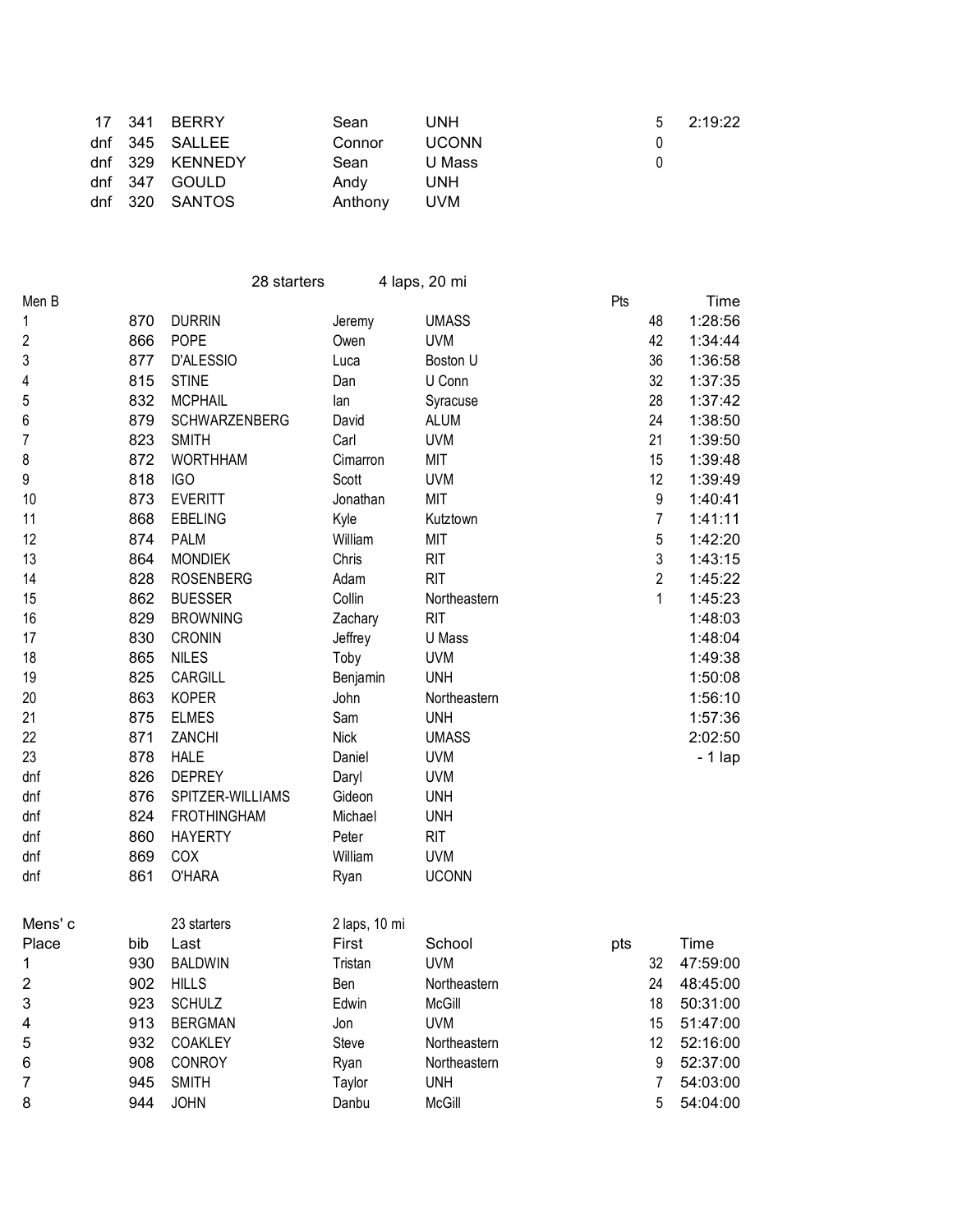| | | | | | | |
|---|---|---|---|---|---|---|
| 17 | 341 | BERRY | Sean | UNH | 5 | 2:19:22 |
| dnf | 345 | SALLEE | Connor | UCONN | 0 | |
| dnf | 329 | KENNEDY | Sean | U Mass | 0 | |
| dnf | 347 | GOULD | Andy | UNH | | |
| dnf | 320 | SANTOS | Anthony | UVM | | |

| Men B | | 28 starters | | 4 laps, 20 mi | Pts | Time |
|---|---|---|---|---|---|---|
| 1 | 870 | DURRIN | Jeremy | UMASS | 48 | 1:28:56 |
| 2 | 866 | POPE | Owen | UVM | 42 | 1:34:44 |
| 3 | 877 | D'ALESSIO | Luca | Boston U | 36 | 1:36:58 |
| 4 | 815 | STINE | Dan | U Conn | 32 | 1:37:35 |
| 5 | 832 | MCPHAIL | Ian | Syracuse | 28 | 1:37:42 |
| 6 | 879 | SCHWARZENBERG | David | ALUM | 24 | 1:38:50 |
| 7 | 823 | SMITH | Carl | UVM | 21 | 1:39:50 |
| 8 | 872 | WORTHHAM | Cimarron | MIT | 15 | 1:39:48 |
| 9 | 818 | IGO | Scott | UVM | 12 | 1:39:49 |
| 10 | 873 | EVERITT | Jonathan | MIT | 9 | 1:40:41 |
| 11 | 868 | EBELING | Kyle | Kutztown | 7 | 1:41:11 |
| 12 | 874 | PALM | William | MIT | 5 | 1:42:20 |
| 13 | 864 | MONDIEK | Chris | RIT | 3 | 1:43:15 |
| 14 | 828 | ROSENBERG | Adam | RIT | 2 | 1:45:22 |
| 15 | 862 | BUESSER | Collin | Northeastern | 1 | 1:45:23 |
| 16 | 829 | BROWNING | Zachary | RIT | | 1:48:03 |
| 17 | 830 | CRONIN | Jeffrey | U Mass | | 1:48:04 |
| 18 | 865 | NILES | Toby | UVM | | 1:49:38 |
| 19 | 825 | CARGILL | Benjamin | UNH | | 1:50:08 |
| 20 | 863 | KOPER | John | Northeastern | | 1:56:10 |
| 21 | 875 | ELMES | Sam | UNH | | 1:57:36 |
| 22 | 871 | ZANCHI | Nick | UMASS | | 2:02:50 |
| 23 | 878 | HALE | Daniel | UVM | | - 1 lap |
| dnf | 826 | DEPREY | Daryl | UVM | | |
| dnf | 876 | SPITZER-WILLIAMS | Gideon | UNH | | |
| dnf | 824 | FROTHINGHAM | Michael | UNH | | |
| dnf | 860 | HAYERTY | Peter | RIT | | |
| dnf | 869 | COX | William | UVM | | |
| dnf | 861 | O'HARA | Ryan | UCONN | | |

| Mens' c | | 23 starters | 2 laps, 10 mi | | | |
|---|---|---|---|---|---|---|
| Place | bib | Last | First | School | pts | Time |
| 1 | 930 | BALDWIN | Tristan | UVM | 32 | 47:59:00 |
| 2 | 902 | HILLS | Ben | Northeastern | 24 | 48:45:00 |
| 3 | 923 | SCHULZ | Edwin | McGill | 18 | 50:31:00 |
| 4 | 913 | BERGMAN | Jon | UVM | 15 | 51:47:00 |
| 5 | 932 | COAKLEY | Steve | Northeastern | 12 | 52:16:00 |
| 6 | 908 | CONROY | Ryan | Northeastern | 9 | 52:37:00 |
| 7 | 945 | SMITH | Taylor | UNH | 7 | 54:03:00 |
| 8 | 944 | JOHN | Danbu | McGill | 5 | 54:04:00 |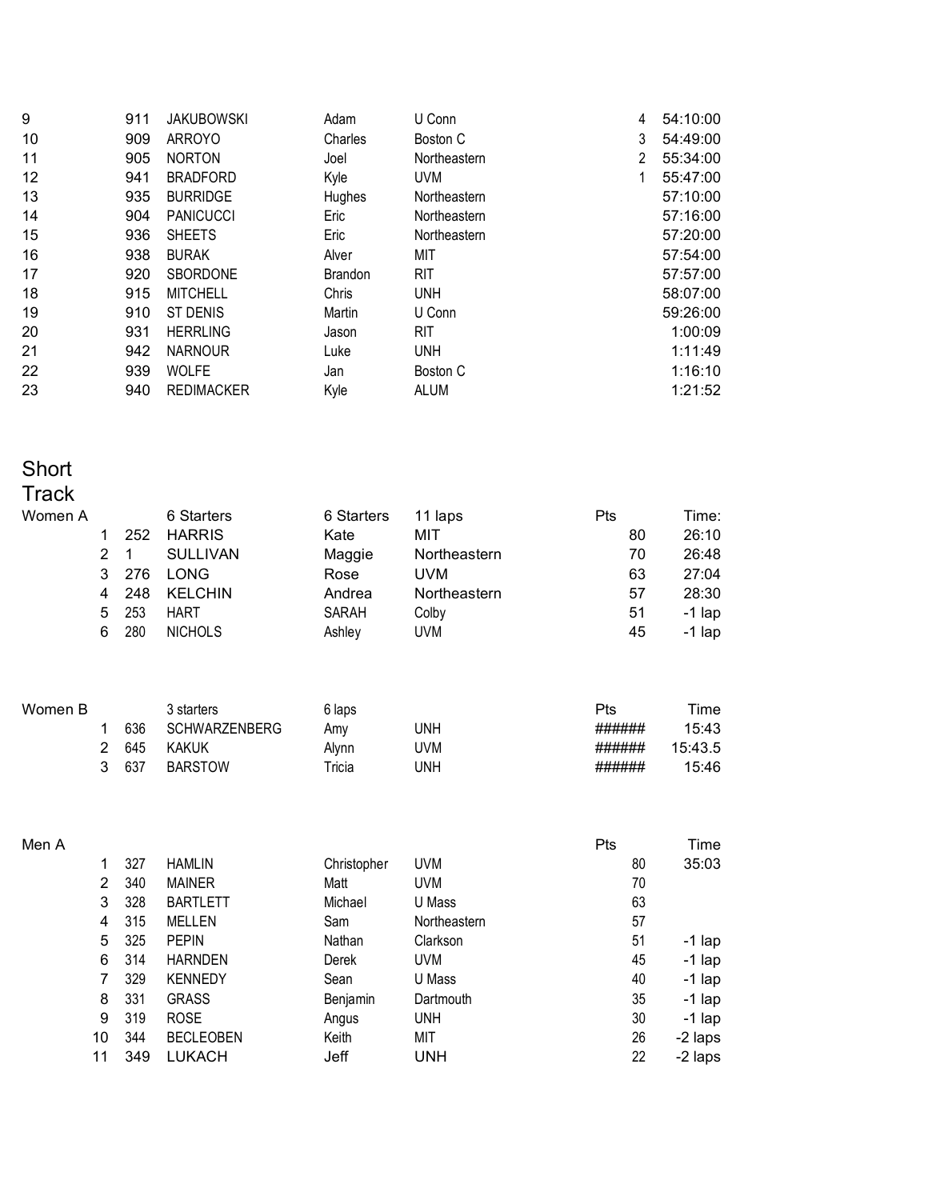| | | | | | | |
|---|---|---|---|---|---|---|
| 9 | 911 | JAKUBOWSKI | Adam | U Conn | 4 | 54:10:00 |
| 10 | 909 | ARROYO | Charles | Boston C | 3 | 54:49:00 |
| 11 | 905 | NORTON | Joel | Northeastern | 2 | 55:34:00 |
| 12 | 941 | BRADFORD | Kyle | UVM | 1 | 55:47:00 |
| 13 | 935 | BURRIDGE | Hughes | Northeastern | | 57:10:00 |
| 14 | 904 | PANICUCCI | Eric | Northeastern | | 57:16:00 |
| 15 | 936 | SHEETS | Eric | Northeastern | | 57:20:00 |
| 16 | 938 | BURAK | Alver | MIT | | 57:54:00 |
| 17 | 920 | SBORDONE | Brandon | RIT | | 57:57:00 |
| 18 | 915 | MITCHELL | Chris | UNH | | 58:07:00 |
| 19 | 910 | ST DENIS | Martin | U Conn | | 59:26:00 |
| 20 | 931 | HERRLING | Jason | RIT | | 1:00:09 |
| 21 | 942 | NARNOUR | Luke | UNH | | 1:11:49 |
| 22 | 939 | WOLFE | Jan | Boston C | | 1:16:10 |
| 23 | 940 | REDIMACKER | Kyle | ALUM | | 1:21:52 |

## Short Track

| Women A | | 6 Starters | 6 Starters | 11 laps | Pts | Time: |
|---|---|---|---|---|---|---|
| 1 | 252 | HARRIS | Kate | MIT | 80 | 26:10 |
| 2 | 1 | SULLIVAN | Maggie | Northeastern | 70 | 26:48 |
| 3 | 276 | LONG | Rose | UVM | 63 | 27:04 |
| 4 | 248 | KELCHIN | Andrea | Northeastern | 57 | 28:30 |
| 5 | 253 | HART | SARAH | Colby | 51 | -1 lap |
| 6 | 280 | NICHOLS | Ashley | UVM | 45 | -1 lap |

| Women B | | 3 starters | 6 laps | | Pts | Time |
|---|---|---|---|---|---|---|
| 1 | 636 | SCHWARZENBERG | Amy | UNH | ###### | 15:43 |
| 2 | 645 | KAKUK | Alynn | UVM | ###### | 15:43.5 |
| 3 | 637 | BARSTOW | Tricia | UNH | ###### | 15:46 |

| Men A | | | | | Pts | Time |
|---|---|---|---|---|---|---|
| 1 | 327 | HAMLIN | Christopher | UVM | 80 | 35:03 |
| 2 | 340 | MAINER | Matt | UVM | 70 | |
| 3 | 328 | BARTLETT | Michael | U Mass | 63 | |
| 4 | 315 | MELLEN | Sam | Northeastern | 57 | |
| 5 | 325 | PEPIN | Nathan | Clarkson | 51 | -1 lap |
| 6 | 314 | HARNDEN | Derek | UVM | 45 | -1 lap |
| 7 | 329 | KENNEDY | Sean | U Mass | 40 | -1 lap |
| 8 | 331 | GRASS | Benjamin | Dartmouth | 35 | -1 lap |
| 9 | 319 | ROSE | Angus | UNH | 30 | -1 lap |
| 10 | 344 | BECLEOBEN | Keith | MIT | 26 | -2 laps |
| 11 | 349 | LUKACH | Jeff | UNH | 22 | -2 laps |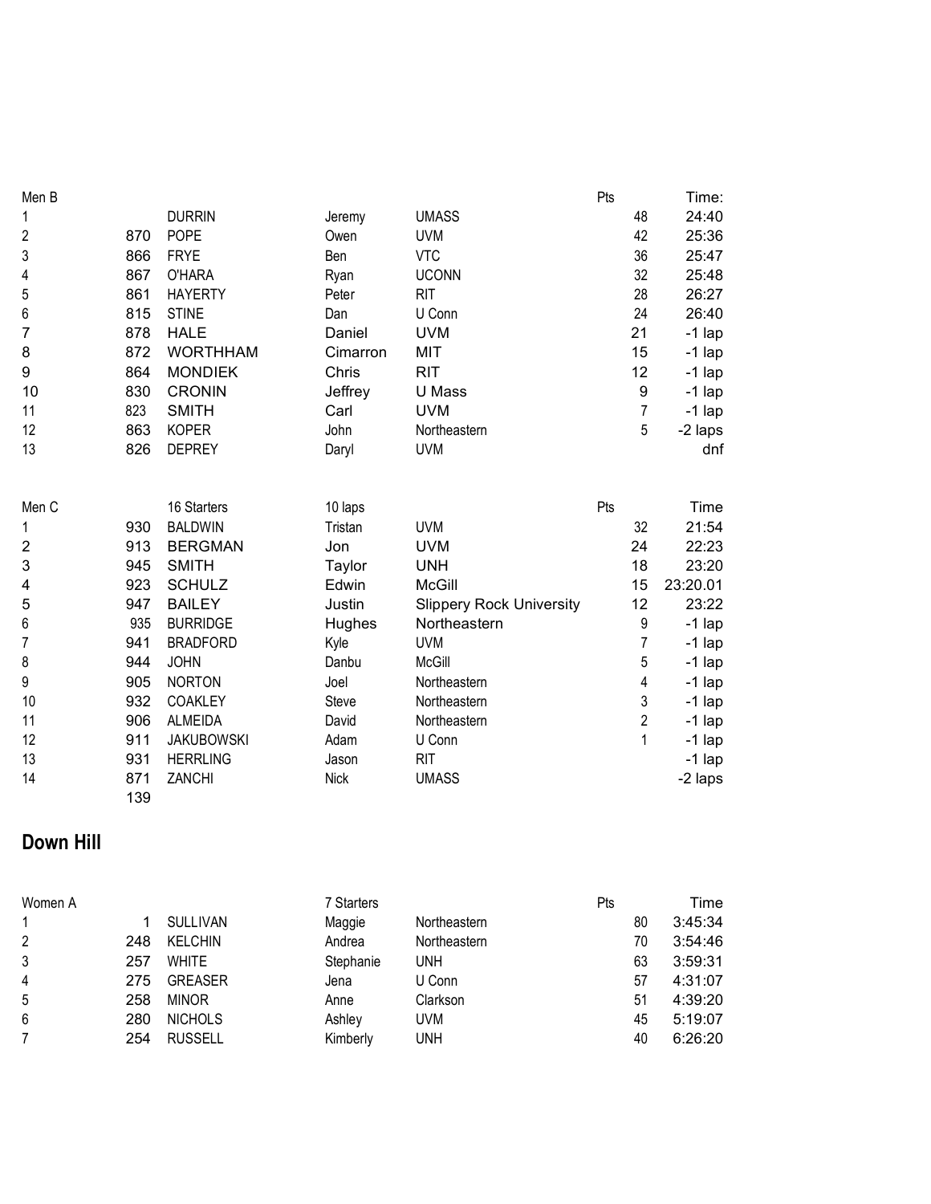| Men B | | | | | Pts | Time: |
|---|---|---|---|---|---|---|
| 1 | | DURRIN | Jeremy | UMASS | 48 | 24:40 |
| 2 | 870 | POPE | Owen | UVM | 42 | 25:36 |
| 3 | 866 | FRYE | Ben | VTC | 36 | 25:47 |
| 4 | 867 | O'HARA | Ryan | UCONN | 32 | 25:48 |
| 5 | 861 | HAYERTY | Peter | RIT | 28 | 26:27 |
| 6 | 815 | STINE | Dan | U Conn | 24 | 26:40 |
| 7 | 878 | HALE | Daniel | UVM | 21 | -1 lap |
| 8 | 872 | WORTHHAM | Cimarron | MIT | 15 | -1 lap |
| 9 | 864 | MONDIEK | Chris | RIT | 12 | -1 lap |
| 10 | 830 | CRONIN | Jeffrey | U Mass | 9 | -1 lap |
| 11 | 823 | SMITH | Carl | UVM | 7 | -1 lap |
| 12 | 863 | KOPER | John | Northeastern | 5 | -2 laps |
| 13 | 826 | DEPREY | Daryl | UVM | | dnf |

| Men C | | 16 Starters | 10 laps | | Pts | Time |
|---|---|---|---|---|---|---|
| 1 | 930 | BALDWIN | Tristan | UVM | 32 | 21:54 |
| 2 | 913 | BERGMAN | Jon | UVM | 24 | 22:23 |
| 3 | 945 | SMITH | Taylor | UNH | 18 | 23:20 |
| 4 | 923 | SCHULZ | Edwin | McGill | 15 | 23:20.01 |
| 5 | 947 | BAILEY | Justin | Slippery Rock University | 12 | 23:22 |
| 6 | 935 | BURRIDGE | Hughes | Northeastern | 9 | -1 lap |
| 7 | 941 | BRADFORD | Kyle | UVM | 7 | -1 lap |
| 8 | 944 | JOHN | Danbu | McGill | 5 | -1 lap |
| 9 | 905 | NORTON | Joel | Northeastern | 4 | -1 lap |
| 10 | 932 | COAKLEY | Steve | Northeastern | 3 | -1 lap |
| 11 | 906 | ALMEIDA | David | Northeastern | 2 | -1 lap |
| 12 | 911 | JAKUBOWSKI | Adam | U Conn | 1 | -1 lap |
| 13 | 931 | HERRLING | Jason | RIT | | -1 lap |
| 14 | 871 | ZANCHI | Nick | UMASS | | -2 laps |
| | 139 | | | | | |

## Down Hill

| Women A | | | 7 Starters | | Pts | Time |
|---|---|---|---|---|---|---|
| 1 | 1 | SULLIVAN | Maggie | Northeastern | 80 | 3:45:34 |
| 2 | 248 | KELCHIN | Andrea | Northeastern | 70 | 3:54:46 |
| 3 | 257 | WHITE | Stephanie | UNH | 63 | 3:59:31 |
| 4 | 275 | GREASER | Jena | U Conn | 57 | 4:31:07 |
| 5 | 258 | MINOR | Anne | Clarkson | 51 | 4:39:20 |
| 6 | 280 | NICHOLS | Ashley | UVM | 45 | 5:19:07 |
| 7 | 254 | RUSSELL | Kimberly | UNH | 40 | 6:26:20 |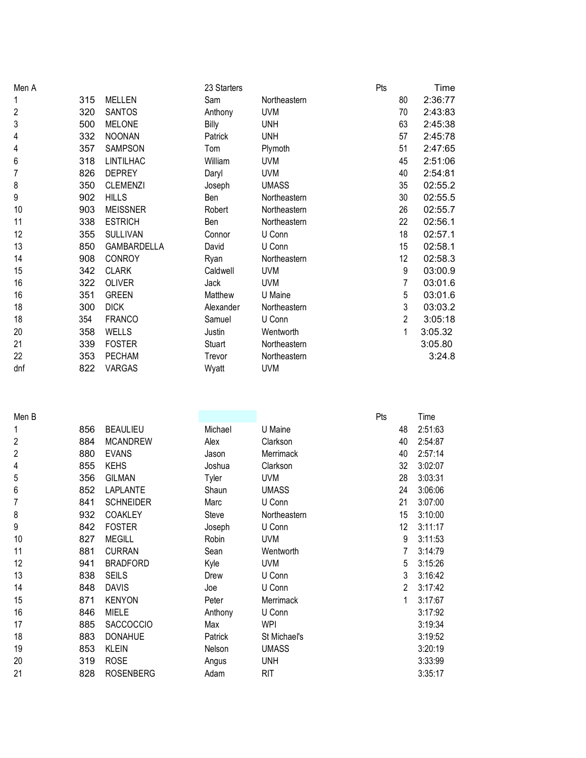| Men A | | | 23 Starters | | Pts | Time |
|---|---|---|---|---|---|---|
| 1 | 315 | MELLEN | Sam | Northeastern | 80 | 2:36:77 |
| 2 | 320 | SANTOS | Anthony | UVM | 70 | 2:43:83 |
| 3 | 500 | MELONE | Billy | UNH | 63 | 2:45:38 |
| 4 | 332 | NOONAN | Patrick | UNH | 57 | 2:45:78 |
| 4 | 357 | SAMPSON | Tom | Plymoth | 51 | 2:47:65 |
| 6 | 318 | LINTILHAC | William | UVM | 45 | 2:51:06 |
| 7 | 826 | DEPREY | Daryl | UVM | 40 | 2:54:81 |
| 8 | 350 | CLEMENZI | Joseph | UMASS | 35 | 02:55.2 |
| 9 | 902 | HILLS | Ben | Northeastern | 30 | 02:55.5 |
| 10 | 903 | MEISSNER | Robert | Northeastern | 26 | 02:55.7 |
| 11 | 338 | ESTRICH | Ben | Northeastern | 22 | 02:56.1 |
| 12 | 355 | SULLIVAN | Connor | U Conn | 18 | 02:57.1 |
| 13 | 850 | GAMBARDELLA | David | U Conn | 15 | 02:58.1 |
| 14 | 908 | CONROY | Ryan | Northeastern | 12 | 02:58.3 |
| 15 | 342 | CLARK | Caldwell | UVM | 9 | 03:00.9 |
| 16 | 322 | OLIVER | Jack | UVM | 7 | 03:01.6 |
| 16 | 351 | GREEN | Matthew | U Maine | 5 | 03:01.6 |
| 18 | 300 | DICK | Alexander | Northeastern | 3 | 03:03.2 |
| 18 | 354 | FRANCO | Samuel | U Conn | 2 | 3:05:18 |
| 20 | 358 | WELLS | Justin | Wentworth | 1 | 3:05.32 |
| 21 | 339 | FOSTER | Stuart | Northeastern | | 3:05.80 |
| 22 | 353 | PECHAM | Trevor | Northeastern | | 3:24.8 |
| dnf | 822 | VARGAS | Wyatt | UVM | | |

| Men B | | | | | Pts | Time |
|---|---|---|---|---|---|---|
| 1 | 856 | BEAULIEU | Michael | U Maine | 48 | 2:51:63 |
| 2 | 884 | MCANDREW | Alex | Clarkson | 40 | 2:54:87 |
| 2 | 880 | EVANS | Jason | Merrimack | 40 | 2:57:14 |
| 4 | 855 | KEHS | Joshua | Clarkson | 32 | 3:02:07 |
| 5 | 356 | GILMAN | Tyler | UVM | 28 | 3:03:31 |
| 6 | 852 | LAPLANTE | Shaun | UMASS | 24 | 3:06:06 |
| 7 | 841 | SCHNEIDER | Marc | U Conn | 21 | 3:07:00 |
| 8 | 932 | COAKLEY | Steve | Northeastern | 15 | 3:10:00 |
| 9 | 842 | FOSTER | Joseph | U Conn | 12 | 3:11:17 |
| 10 | 827 | MEGILL | Robin | UVM | 9 | 3:11:53 |
| 11 | 881 | CURRAN | Sean | Wentworth | 7 | 3:14:79 |
| 12 | 941 | BRADFORD | Kyle | UVM | 5 | 3:15:26 |
| 13 | 838 | SEILS | Drew | U Conn | 3 | 3:16:42 |
| 14 | 848 | DAVIS | Joe | U Conn | 2 | 3:17:42 |
| 15 | 871 | KENYON | Peter | Merrimack | 1 | 3:17:67 |
| 16 | 846 | MIELE | Anthony | U Conn | | 3:17:92 |
| 17 | 885 | SACCOCCIO | Max | WPI | | 3:19:34 |
| 18 | 883 | DONAHUE | Patrick | St Michael's | | 3:19:52 |
| 19 | 853 | KLEIN | Nelson | UMASS | | 3:20:19 |
| 20 | 319 | ROSE | Angus | UNH | | 3:33:99 |
| 21 | 828 | ROSENBERG | Adam | RIT | | 3:35:17 |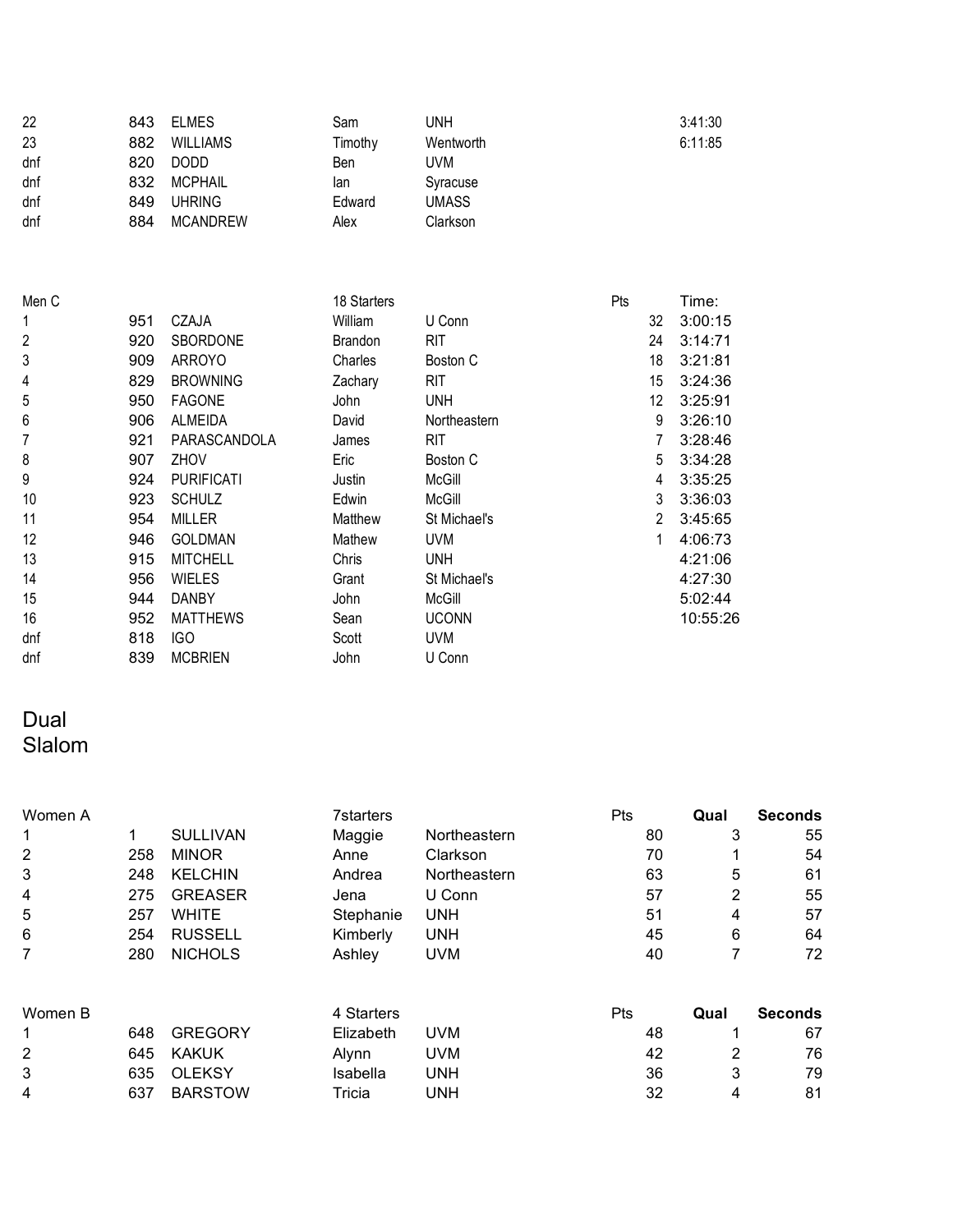| | | | | | | |
|---|---|---|---|---|---|---|
| 22 | 843 | ELMES | Sam | UNH | | 3:41:30 |
| 23 | 882 | WILLIAMS | Timothy | Wentworth | | 6:11:85 |
| dnf | 820 | DODD | Ben | UVM | | |
| dnf | 832 | MCPHAIL | Ian | Syracuse | | |
| dnf | 849 | UHRING | Edward | UMASS | | |
| dnf | 884 | MCANDREW | Alex | Clarkson | | |

| Men C | | | 18 Starters | | Pts | Time: |
|---|---|---|---|---|---|---|
| 1 | 951 | CZAJA | William | U Conn | 32 | 3:00:15 |
| 2 | 920 | SBORDONE | Brandon | RIT | 24 | 3:14:71 |
| 3 | 909 | ARROYO | Charles | Boston C | 18 | 3:21:81 |
| 4 | 829 | BROWNING | Zachary | RIT | 15 | 3:24:36 |
| 5 | 950 | FAGONE | John | UNH | 12 | 3:25:91 |
| 6 | 906 | ALMEIDA | David | Northeastern | 9 | 3:26:10 |
| 7 | 921 | PARASCANDOLA | James | RIT | 7 | 3:28:46 |
| 8 | 907 | ZHOV | Eric | Boston C | 5 | 3:34:28 |
| 9 | 924 | PURIFICATI | Justin | McGill | 4 | 3:35:25 |
| 10 | 923 | SCHULZ | Edwin | McGill | 3 | 3:36:03 |
| 11 | 954 | MILLER | Matthew | St Michael's | 2 | 3:45:65 |
| 12 | 946 | GOLDMAN | Mathew | UVM | 1 | 4:06:73 |
| 13 | 915 | MITCHELL | Chris | UNH | | 4:21:06 |
| 14 | 956 | WIELES | Grant | St Michael's | | 4:27:30 |
| 15 | 944 | DANBY | John | McGill | | 5:02:44 |
| 16 | 952 | MATTHEWS | Sean | UCONN | | 10:55:26 |
| dnf | 818 | IGO | Scott | UVM | | |
| dnf | 839 | MCBRIEN | John | U Conn | | |

## Dual Slalom

| Women A | | | 7starters | | Pts | **Qual** | **Seconds** |
|---|---|---|---|---|---|---|---|
| 1 | 1 | SULLIVAN | Maggie | Northeastern | 80 | 3 | 55 |
| 2 | 258 | MINOR | Anne | Clarkson | 70 | 1 | 54 |
| 3 | 248 | KELCHIN | Andrea | Northeastern | 63 | 5 | 61 |
| 4 | 275 | GREASER | Jena | U Conn | 57 | 2 | 55 |
| 5 | 257 | WHITE | Stephanie | UNH | 51 | 4 | 57 |
| 6 | 254 | RUSSELL | Kimberly | UNH | 45 | 6 | 64 |
| 7 | 280 | NICHOLS | Ashley | UVM | 40 | 7 | 72 |

| Women B | | | 4 Starters | | Pts | **Qual** | **Seconds** |
|---|---|---|---|---|---|---|---|
| 1 | 648 | GREGORY | Elizabeth | UVM | 48 | 1 | 67 |
| 2 | 645 | KAKUK | Alynn | UVM | 42 | 2 | 76 |
| 3 | 635 | OLEKSY | Isabella | UNH | 36 | 3 | 79 |
| 4 | 637 | BARSTOW | Tricia | UNH | 32 | 4 | 81 |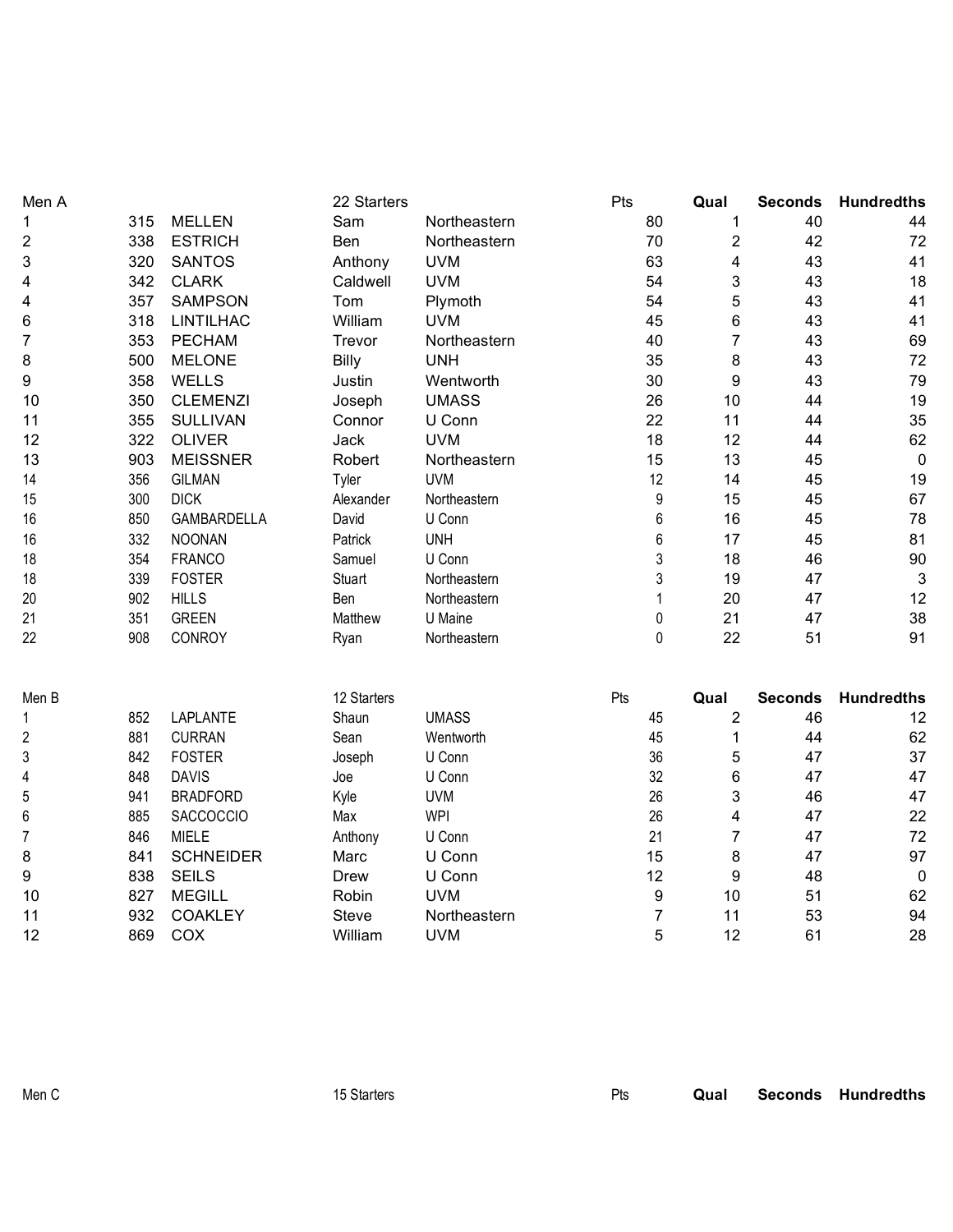| Men A | | | 22 Starters | | Pts | Qual | Seconds | Hundredths |
|---|---|---|---|---|---|---|---|---|
| 1 | 315 | MELLEN | Sam | Northeastern | 80 | 1 | 40 | 44 |
| 2 | 338 | ESTRICH | Ben | Northeastern | 70 | 2 | 42 | 72 |
| 3 | 320 | SANTOS | Anthony | UVM | 63 | 4 | 43 | 41 |
| 4 | 342 | CLARK | Caldwell | UVM | 54 | 3 | 43 | 18 |
| 4 | 357 | SAMPSON | Tom | Plymoth | 54 | 5 | 43 | 41 |
| 6 | 318 | LINTILHAC | William | UVM | 45 | 6 | 43 | 41 |
| 7 | 353 | PECHAM | Trevor | Northeastern | 40 | 7 | 43 | 69 |
| 8 | 500 | MELONE | Billy | UNH | 35 | 8 | 43 | 72 |
| 9 | 358 | WELLS | Justin | Wentworth | 30 | 9 | 43 | 79 |
| 10 | 350 | CLEMENZI | Joseph | UMASS | 26 | 10 | 44 | 19 |
| 11 | 355 | SULLIVAN | Connor | U Conn | 22 | 11 | 44 | 35 |
| 12 | 322 | OLIVER | Jack | UVM | 18 | 12 | 44 | 62 |
| 13 | 903 | MEISSNER | Robert | Northeastern | 15 | 13 | 45 | 0 |
| 14 | 356 | GILMAN | Tyler | UVM | 12 | 14 | 45 | 19 |
| 15 | 300 | DICK | Alexander | Northeastern | 9 | 15 | 45 | 67 |
| 16 | 850 | GAMBARDELLA | David | U Conn | 6 | 16 | 45 | 78 |
| 16 | 332 | NOONAN | Patrick | UNH | 6 | 17 | 45 | 81 |
| 18 | 354 | FRANCO | Samuel | U Conn | 3 | 18 | 46 | 90 |
| 18 | 339 | FOSTER | Stuart | Northeastern | 3 | 19 | 47 | 3 |
| 20 | 902 | HILLS | Ben | Northeastern | 1 | 20 | 47 | 12 |
| 21 | 351 | GREEN | Matthew | U Maine | 0 | 21 | 47 | 38 |
| 22 | 908 | CONROY | Ryan | Northeastern | 0 | 22 | 51 | 91 |

| Men B | | | 12 Starters | | Pts | Qual | Seconds | Hundredths |
|---|---|---|---|---|---|---|---|---|
| 1 | 852 | LAPLANTE | Shaun | UMASS | 45 | 2 | 46 | 12 |
| 2 | 881 | CURRAN | Sean | Wentworth | 45 | 1 | 44 | 62 |
| 3 | 842 | FOSTER | Joseph | U Conn | 36 | 5 | 47 | 37 |
| 4 | 848 | DAVIS | Joe | U Conn | 32 | 6 | 47 | 47 |
| 5 | 941 | BRADFORD | Kyle | UVM | 26 | 3 | 46 | 47 |
| 6 | 885 | SACCOCCIO | Max | WPI | 26 | 4 | 47 | 22 |
| 7 | 846 | MIELE | Anthony | U Conn | 21 | 7 | 47 | 72 |
| 8 | 841 | SCHNEIDER | Marc | U Conn | 15 | 8 | 47 | 97 |
| 9 | 838 | SEILS | Drew | U Conn | 12 | 9 | 48 | 0 |
| 10 | 827 | MEGILL | Robin | UVM | 9 | 10 | 51 | 62 |
| 11 | 932 | COAKLEY | Steve | Northeastern | 7 | 11 | 53 | 94 |
| 12 | 869 | COX | William | UVM | 5 | 12 | 61 | 28 |

| Men C | | | 15 Starters | | Pts | Qual | Seconds | Hundredths |
|---|---|---|---|---|---|---|---|---|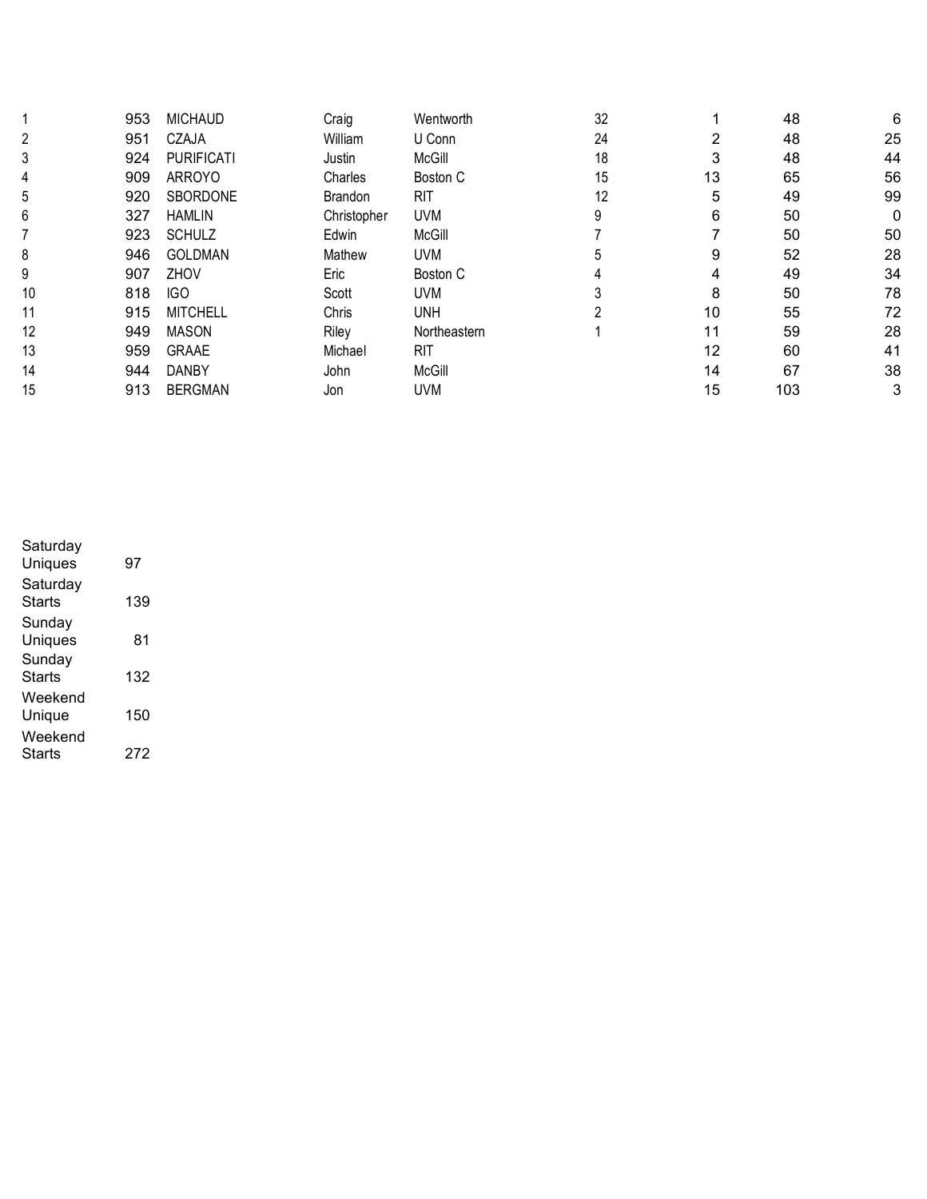| | | | | | | | | |
|---|---|---|---|---|---|---|---|---|
| 1 | 953 | MICHAUD | Craig | Wentworth | 32 | 1 | 48 | 6 |
| 2 | 951 | CZAJA | William | U Conn | 24 | 2 | 48 | 25 |
| 3 | 924 | PURIFICATI | Justin | McGill | 18 | 3 | 48 | 44 |
| 4 | 909 | ARROYO | Charles | Boston C | 15 | 13 | 65 | 56 |
| 5 | 920 | SBORDONE | Brandon | RIT | 12 | 5 | 49 | 99 |
| 6 | 327 | HAMLIN | Christopher | UVM | 9 | 6 | 50 | 0 |
| 7 | 923 | SCHULZ | Edwin | McGill | 7 | 7 | 50 | 50 |
| 8 | 946 | GOLDMAN | Mathew | UVM | 5 | 9 | 52 | 28 |
| 9 | 907 | ZHOV | Eric | Boston C | 4 | 4 | 49 | 34 |
| 10 | 818 | IGO | Scott | UVM | 3 | 8 | 50 | 78 |
| 11 | 915 | MITCHELL | Chris | UNH | 2 | 10 | 55 | 72 |
| 12 | 949 | MASON | Riley | Northeastern | 1 | 11 | 59 | 28 |
| 13 | 959 | GRAAE | Michael | RIT | | 12 | 60 | 41 |
| 14 | 944 | DANBY | John | McGill | | 14 | 67 | 38 |
| 15 | 913 | BERGMAN | Jon | UVM | | 15 | 103 | 3 |

| | |
|---|---|
| Saturday Uniques | 97 |
| Saturday Starts | 139 |
| Sunday Uniques | 81 |
| Sunday Starts | 132 |
| Weekend Unique | 150 |
| Weekend Starts | 272 |